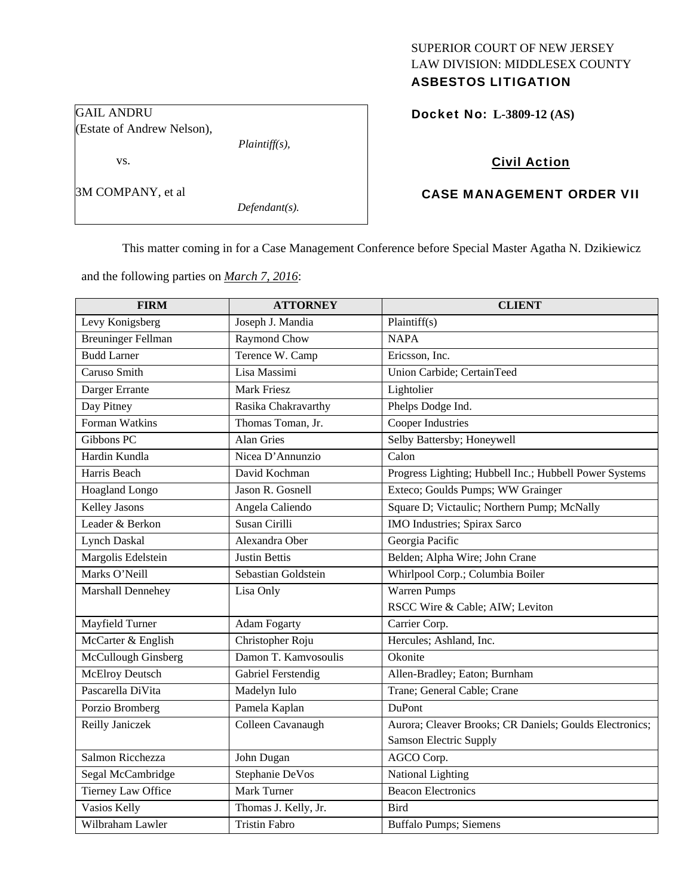SUPERIOR COURT OF NEW JERSEY
LAW DIVISION: MIDDLESEX COUNTY
**ASBESTOS LITIGATION**

GAIL ANDRU
(Estate of Andrew Nelson),
*Plaintiff(s),*

vs.

3M COMPANY, et al
*Defendant(s).*

**Docket No: L-3809-12 (AS)**

**Civil Action**

**CASE MANAGEMENT ORDER VII**

This matter coming in for a Case Management Conference before Special Master Agatha N. Dzikiewicz and the following parties on *March 7, 2016*:

| FIRM | ATTORNEY | CLIENT |
|---|---|---|
| Levy Konigsberg | Joseph J. Mandia | Plaintiff(s) |
| Breuninger Fellman | Raymond Chow | NAPA |
| Budd Larner | Terence W. Camp | Ericsson, Inc. |
| Caruso Smith | Lisa Massimi | Union Carbide; CertainTeed |
| Darger Errante | Mark Friesz | Lightolier |
| Day Pitney | Rasika Chakravarthy | Phelps Dodge Ind. |
| Forman Watkins | Thomas Toman, Jr. | Cooper Industries |
| Gibbons PC | Alan Gries | Selby Battersby; Honeywell |
| Hardin Kundla | Nicea D'Annunzio | Calon |
| Harris Beach | David Kochman | Progress Lighting; Hubbell Inc.; Hubbell Power Systems |
| Hoagland Longo | Jason R. Gosnell | Exteco; Goulds Pumps; WW Grainger |
| Kelley Jasons | Angela Caliendo | Square D; Victaulic; Northern Pump; McNally |
| Leader & Berkon | Susan Cirilli | IMO Industries; Spirax Sarco |
| Lynch Daskal | Alexandra Ober | Georgia Pacific |
| Margolis Edelstein | Justin Bettis | Belden; Alpha Wire; John Crane |
| Marks O'Neill | Sebastian Goldstein | Whirlpool Corp.; Columbia Boiler |
| Marshall Dennehey | Lisa Only | Warren Pumps<br>RSCC Wire & Cable; AIW; Leviton |
| Mayfield Turner | Adam Fogarty | Carrier Corp. |
| McCarter & English | Christopher Roju | Hercules; Ashland, Inc. |
| McCullough Ginsberg | Damon T. Kamvosoulis | Okonite |
| McElroy Deutsch | Gabriel Ferstendig | Allen-Bradley; Eaton; Burnham |
| Pascarella DiVita | Madelyn Iulo | Trane; General Cable; Crane |
| Porzio Bromberg | Pamela Kaplan | DuPont |
| Reilly Janiczek | Colleen Cavanaugh | Aurora; Cleaver Brooks; CR Daniels; Goulds Electronics; Samson Electric Supply |
| Salmon Ricchezza | John Dugan | AGCO Corp. |
| Segal McCambridge | Stephanie DeVos | National Lighting |
| Tierney Law Office | Mark Turner | Beacon Electronics |
| Vasios Kelly | Thomas J. Kelly, Jr. | Bird |
| Wilbraham Lawler | Tristin Fabro | Buffalo Pumps; Siemens |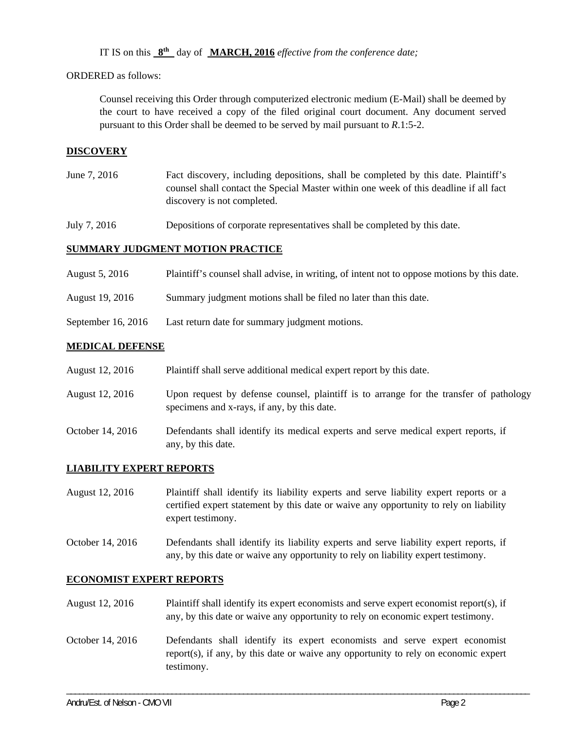IT IS on this **8th** day of **MARCH, 2016** *effective from the conference date;*

ORDERED as follows:

Counsel receiving this Order through computerized electronic medium (E-Mail) shall be deemed by the court to have received a copy of the filed original court document. Any document served pursuant to this Order shall be deemed to be served by mail pursuant to *R.*1:5-2.

## DISCOVERY

| | |
|---|---|
| June 7, 2016 | Fact discovery, including depositions, shall be completed by this date. Plaintiff's counsel shall contact the Special Master within one week of this deadline if all fact discovery is not completed. |
| July 7, 2016 | Depositions of corporate representatives shall be completed by this date. |

## SUMMARY JUDGMENT MOTION PRACTICE

| | |
|---|---|
| August 5, 2016 | Plaintiff's counsel shall advise, in writing, of intent not to oppose motions by this date. |
| August 19, 2016 | Summary judgment motions shall be filed no later than this date. |
| September 16, 2016 | Last return date for summary judgment motions. |

## MEDICAL DEFENSE

| | |
|---|---|
| August 12, 2016 | Plaintiff shall serve additional medical expert report by this date. |
| August 12, 2016 | Upon request by defense counsel, plaintiff is to arrange for the transfer of pathology specimens and x-rays, if any, by this date. |
| October 14, 2016 | Defendants shall identify its medical experts and serve medical expert reports, if any, by this date. |

## LIABILITY EXPERT REPORTS

| | |
|---|---|
| August 12, 2016 | Plaintiff shall identify its liability experts and serve liability expert reports or a certified expert statement by this date or waive any opportunity to rely on liability expert testimony. |
| October 14, 2016 | Defendants shall identify its liability experts and serve liability expert reports, if any, by this date or waive any opportunity to rely on liability expert testimony. |

## ECONOMIST EXPERT REPORTS

| | |
|---|---|
| August 12, 2016 | Plaintiff shall identify its expert economists and serve expert economist report(s), if any, by this date or waive any opportunity to rely on economic expert testimony. |
| October 14, 2016 | Defendants shall identify its expert economists and serve expert economist report(s), if any, by this date or waive any opportunity to rely on economic expert testimony. |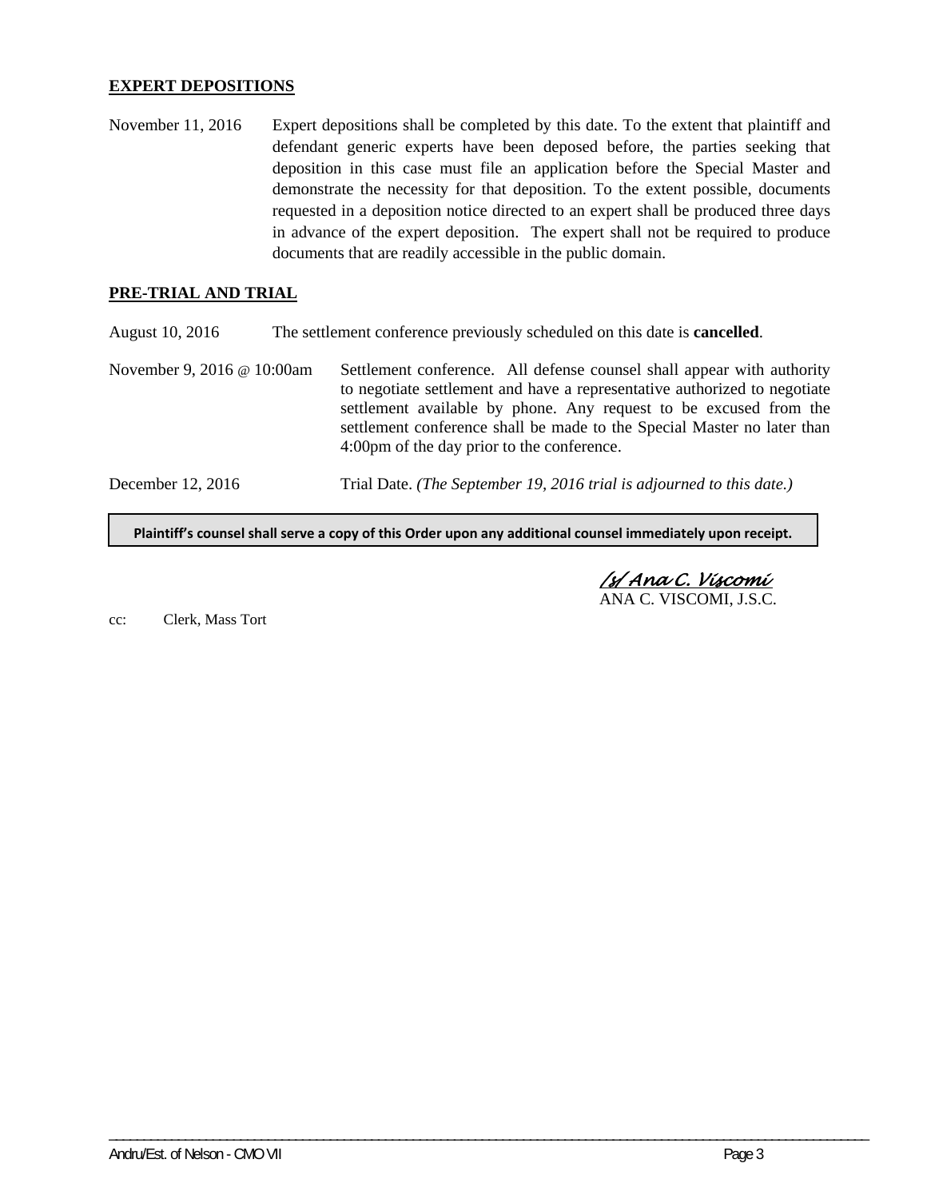**EXPERT DEPOSITIONS**

November 11, 2016 Expert depositions shall be completed by this date. To the extent that plaintiff and defendant generic experts have been deposed before, the parties seeking that deposition in this case must file an application before the Special Master and demonstrate the necessity for that deposition. To the extent possible, documents requested in a deposition notice directed to an expert shall be produced three days in advance of the expert deposition. The expert shall not be required to produce documents that are readily accessible in the public domain.

**PRE-TRIAL AND TRIAL**

August 10, 2016 The settlement conference previously scheduled on this date is **cancelled**.

November 9, 2016 @ 10:00am Settlement conference. All defense counsel shall appear with authority to negotiate settlement and have a representative authorized to negotiate settlement available by phone. Any request to be excused from the settlement conference shall be made to the Special Master no later than 4:00pm of the day prior to the conference.

December 12, 2016 Trial Date. *(The September 19, 2016 trial is adjourned to this date.)*

**Plaintiff's counsel shall serve a copy of this Order upon any additional counsel immediately upon receipt.**

*/s/ Ana C. Viscomi*
ANA C. VISCOMI, J.S.C.

cc: Clerk, Mass Tort